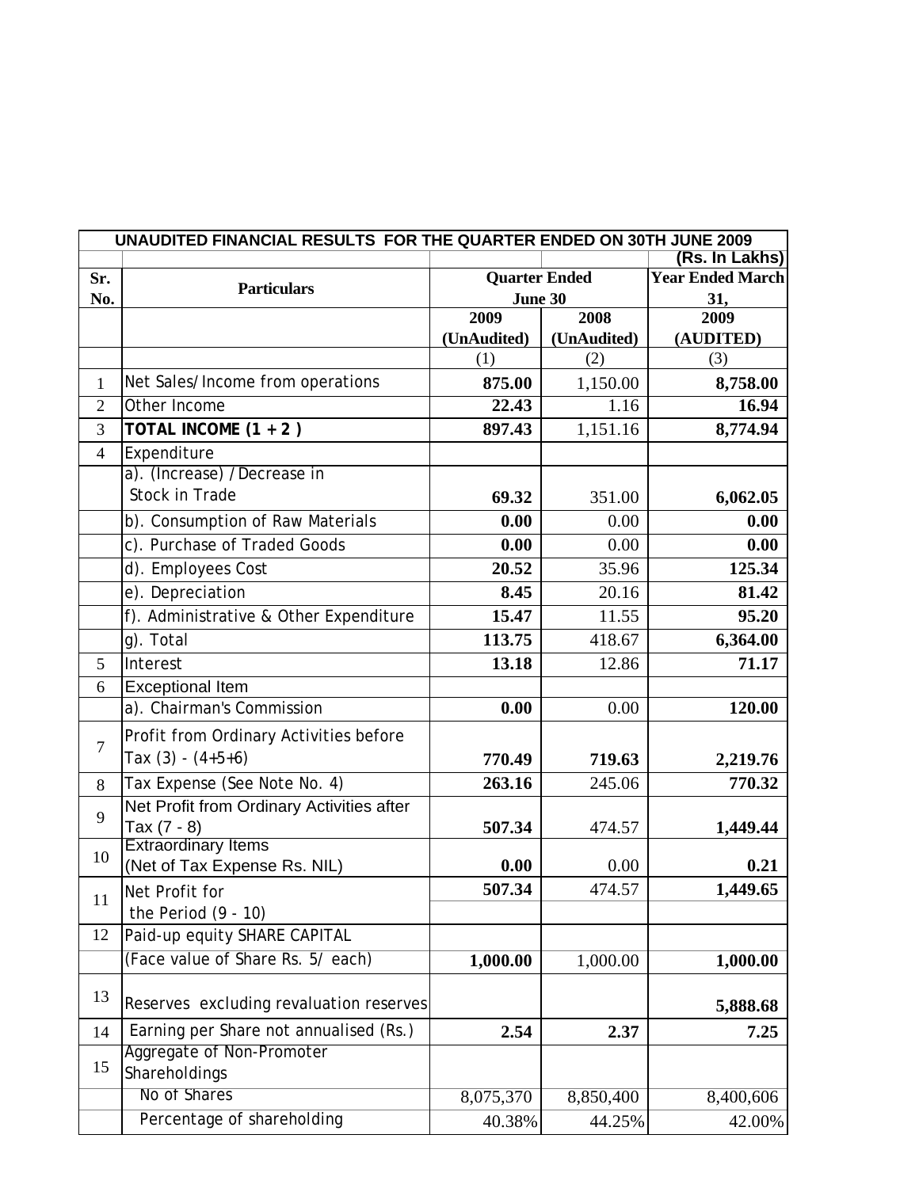# UNAUDITED FINANCIAL RESULTS FOR THE QUARTER ENDED ON 30TH JUNE 2009

(Rs. In Lakhs)

| Sr. No. | Particulars | Quarter Ended June 30 | | Year Ended March 31, |
|---|---|---|---|---|
| | | 2009 (UnAudited) | 2008 (UnAudited) | 2009 (AUDITED) |
| | | (1) | (2) | (3) |
| 1 | Net Sales/Income from operations | **875.00** | 1,150.00 | **8,758.00** |
| 2 | Other Income | **22.43** | 1.16 | **16.94** |
| 3 | **TOTAL INCOME (1 + 2 )** | **897.43** | 1,151.16 | **8,774.94** |
| 4 | Expenditure | | | |
| | a). (Increase) /Decrease in Stock in Trade | **69.32** | 351.00 | **6,062.05** |
| | b). Consumption of Raw Materials | **0.00** | 0.00 | **0.00** |
| | c). Purchase of Traded Goods | **0.00** | 0.00 | **0.00** |
| | d). Employees Cost | **20.52** | 35.96 | **125.34** |
| | e). Depreciation | **8.45** | 20.16 | **81.42** |
| | f). Administrative & Other Expenditure | **15.47** | 11.55 | **95.20** |
| | g). Total | **113.75** | 418.67 | **6,364.00** |
| 5 | Interest | **13.18** | 12.86 | **71.17** |
| 6 | Exceptional Item | | | |
| | a). Chairman's Commission | **0.00** | 0.00 | **120.00** |
| 7 | Profit from Ordinary Activities before Tax (3) - (4+5+6) | **770.49** | **719.63** | **2,219.76** |
| 8 | Tax Expense (See Note No. 4) | **263.16** | 245.06 | **770.32** |
| 9 | Net Profit from Ordinary Activities after Tax (7 - 8) | **507.34** | 474.57 | **1,449.44** |
| 10 | Extraordinary Items (Net of Tax Expense Rs. NIL) | **0.00** | 0.00 | **0.21** |
| 11 | Net Profit for the Period (9 - 10) | **507.34** | 474.57 | **1,449.65** |
| 12 | Paid-up equity SHARE CAPITAL (Face value of Share Rs. 5/ each) | **1,000.00** | 1,000.00 | **1,000.00** |
| 13 | Reserves excluding revaluation reserves | | | **5,888.68** |
| 14 | Earning per Share not annualised (Rs.) | **2.54** | **2.37** | **7.25** |
| 15 | Aggregate of Non-Promoter Shareholdings | | | |
| | No of Shares | 8,075,370 | 8,850,400 | 8,400,606 |
| | Percentage of shareholding | 40.38% | 44.25% | 42.00% |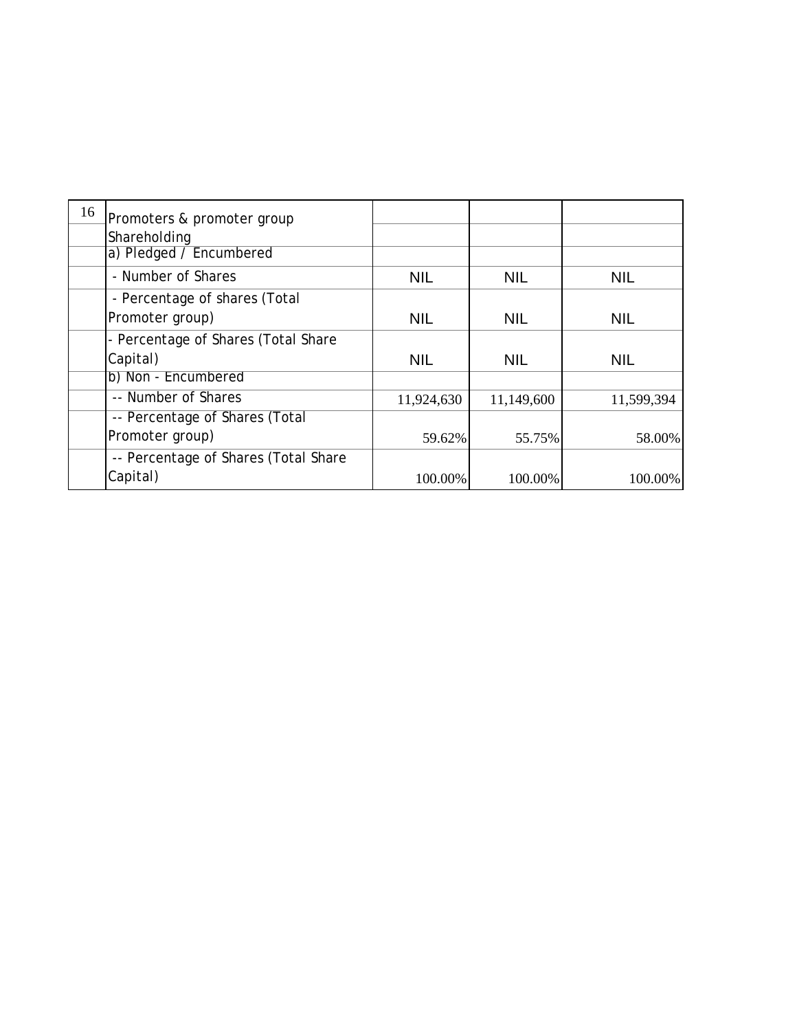| 16 | Promoters & promoter group Shareholding | | | |
|---|---|---|---|---|
| | a) Pledged / Encumbered | | | |
| | - Number of Shares | NIL | NIL | NIL |
| | - Percentage of shares (Total Promoter group) | NIL | NIL | NIL |
| | - Percentage of Shares (Total Share Capital) | NIL | NIL | NIL |
| | b) Non - Encumbered | | | |
| | -- Number of Shares | 11,924,630 | 11,149,600 | 11,599,394 |
| | -- Percentage of Shares (Total Promoter group) | 59.62% | 55.75% | 58.00% |
| | -- Percentage of Shares (Total Share Capital) | 100.00% | 100.00% | 100.00% |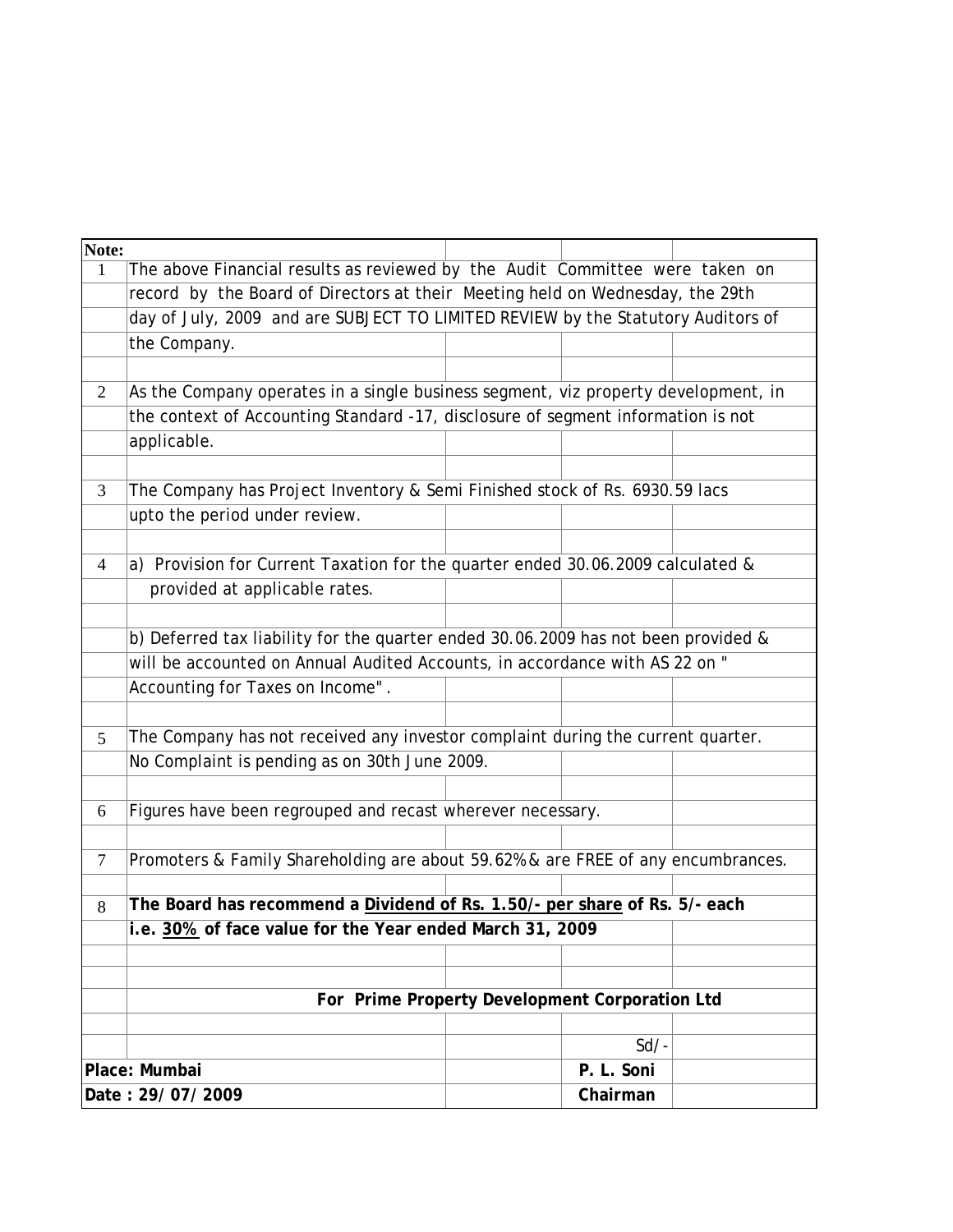**Note:**

1. The above Financial results as reviewed by the Audit Committee were taken on record by the Board of Directors at their Meeting held on Wednesday, the 29th day of July, 2009 and are SUBJECT TO LIMITED REVIEW by the Statutory Auditors of the Company.

2. As the Company operates in a single business segment, viz property development, in the context of Accounting Standard -17, disclosure of segment information is not applicable.

3. The Company has Project Inventory & Semi Finished stock of Rs. 6930.59 lacs upto the period under review.

4. a) Provision for Current Taxation for the quarter ended 30.06.2009 calculated & provided at applicable rates.

   b) Deferred tax liability for the quarter ended 30.06.2009 has not been provided & will be accounted on Annual Audited Accounts, in accordance with AS 22 on " Accounting for Taxes on Income".

5. The Company has not received any investor complaint during the current quarter. No Complaint is pending as on 30th June 2009.

6. Figures have been regrouped and recast wherever necessary.

7. Promoters & Family Shareholding are about 59.62% & are FREE of any encumbrances.

8. **The Board has recommend a <u>Dividend of Rs. 1.50/- per share</u> of Rs. 5/- each i.e. <u>30%</u> of face value for the Year ended March 31, 2009**

**For Prime Property Development Corporation Ltd**

Sd/-

**P. L. Soni**

**Chairman**

**Place: Mumbai**

**Date : 29/07/2009**